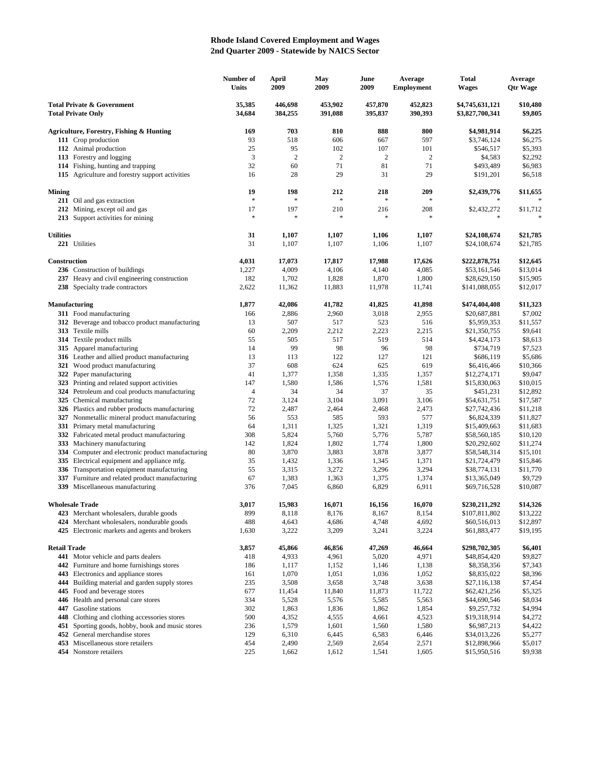# Rhode Island Covered Employment and Wages
## 2nd Quarter 2009 - Statewide by NAICS Sector

| | Number of Units | April 2009 | May 2009 | June 2009 | Average Employment | Total Wages | Average Qtr Wage |
|---|---|---|---|---|---|---|---|
| **Total Private & Government** | **35,385** | **446,698** | **453,902** | **457,870** | **452,823** | **$4,745,631,121** | **$10,480** |
| **Total Private Only** | **34,684** | **384,255** | **391,088** | **395,837** | **390,393** | **$3,827,700,341** | **$9,805** |
| **Agriculture, Forestry, Fishing & Hunting** | **169** | **703** | **810** | **888** | **800** | **$4,981,914** | **$6,225** |
| **111** Crop production | 93 | 518 | 606 | 667 | 597 | $3,746,124 | $6,275 |
| **112** Animal production | 25 | 95 | 102 | 107 | 101 | $546,517 | $5,393 |
| **113** Forestry and logging | 3 | 2 | 2 | 2 | 2 | $4,583 | $2,292 |
| **114** Fishing, hunting and trapping | 32 | 60 | 71 | 81 | 71 | $493,489 | $6,983 |
| **115** Agriculture and forestry support activities | 16 | 28 | 29 | 31 | 29 | $191,201 | $6,518 |
| **Mining** | **19** | **198** | **212** | **218** | **209** | **$2,439,776** | **$11,655** |
| **211** Oil and gas extraction | * | * | * | * | * | * | * |
| **212** Mining, except oil and gas | 17 | 197 | 210 | 216 | 208 | $2,432,272 | $11,712 |
| **213** Support activities for mining | * | * | * | * | * | * | * |
| **Utilities** | **31** | **1,107** | **1,107** | **1,106** | **1,107** | **$24,108,674** | **$21,785** |
| **221** Utilities | 31 | 1,107 | 1,107 | 1,106 | 1,107 | $24,108,674 | $21,785 |
| **Construction** | **4,031** | **17,073** | **17,817** | **17,988** | **17,626** | **$222,878,751** | **$12,645** |
| **236** Construction of buildings | 1,227 | 4,009 | 4,106 | 4,140 | 4,085 | $53,161,546 | $13,014 |
| **237** Heavy and civil engineering construction | 182 | 1,702 | 1,828 | 1,870 | 1,800 | $28,629,150 | $15,905 |
| **238** Specialty trade contractors | 2,622 | 11,362 | 11,883 | 11,978 | 11,741 | $141,088,055 | $12,017 |
| **Manufacturing** | **1,877** | **42,086** | **41,782** | **41,825** | **41,898** | **$474,404,408** | **$11,323** |
| **311** Food manufacturing | 166 | 2,886 | 2,960 | 3,018 | 2,955 | $20,687,881 | $7,002 |
| **312** Beverage and tobacco product manufacturing | 13 | 507 | 517 | 523 | 516 | $5,959,353 | $11,557 |
| **313** Textile mills | 60 | 2,209 | 2,212 | 2,223 | 2,215 | $21,350,755 | $9,641 |
| **314** Textile product mills | 55 | 505 | 517 | 519 | 514 | $4,424,173 | $8,613 |
| **315** Apparel manufacturing | 14 | 99 | 98 | 96 | 98 | $734,719 | $7,523 |
| **316** Leather and allied product manufacturing | 13 | 113 | 122 | 127 | 121 | $686,119 | $5,686 |
| **321** Wood product manufacturing | 37 | 608 | 624 | 625 | 619 | $6,416,466 | $10,366 |
| **322** Paper manufacturing | 41 | 1,377 | 1,358 | 1,335 | 1,357 | $12,274,171 | $9,047 |
| **323** Printing and related support activities | 147 | 1,580 | 1,586 | 1,576 | 1,581 | $15,830,063 | $10,015 |
| **324** Petroleum and coal products manufacturing | 4 | 34 | 34 | 37 | 35 | $451,231 | $12,892 |
| **325** Chemical manufacturing | 72 | 3,124 | 3,104 | 3,091 | 3,106 | $54,631,751 | $17,587 |
| **326** Plastics and rubber products manufacturing | 72 | 2,487 | 2,464 | 2,468 | 2,473 | $27,742,436 | $11,218 |
| **327** Nonmetallic mineral product manufacturing | 56 | 553 | 585 | 593 | 577 | $6,824,339 | $11,827 |
| **331** Primary metal manufacturing | 64 | 1,311 | 1,325 | 1,321 | 1,319 | $15,409,663 | $11,683 |
| **332** Fabricated metal product manufacturing | 308 | 5,824 | 5,760 | 5,776 | 5,787 | $58,560,185 | $10,120 |
| **333** Machinery manufacturing | 142 | 1,824 | 1,802 | 1,774 | 1,800 | $20,292,602 | $11,274 |
| **334** Computer and electronic product manufacturing | 80 | 3,870 | 3,883 | 3,878 | 3,877 | $58,548,314 | $15,101 |
| **335** Electrical equipment and appliance mfg. | 35 | 1,432 | 1,336 | 1,345 | 1,371 | $21,724,479 | $15,846 |
| **336** Transportation equipment manufacturing | 55 | 3,315 | 3,272 | 3,296 | 3,294 | $38,774,131 | $11,770 |
| **337** Furniture and related product manufacturing | 67 | 1,383 | 1,363 | 1,375 | 1,374 | $13,365,049 | $9,729 |
| **339** Miscellaneous manufacturing | 376 | 7,045 | 6,860 | 6,829 | 6,911 | $69,716,528 | $10,087 |
| **Wholesale Trade** | **3,017** | **15,983** | **16,071** | **16,156** | **16,070** | **$230,211,292** | **$14,326** |
| **423** Merchant wholesalers, durable goods | 899 | 8,118 | 8,176 | 8,167 | 8,154 | $107,811,802 | $13,222 |
| **424** Merchant wholesalers, nondurable goods | 488 | 4,643 | 4,686 | 4,748 | 4,692 | $60,516,013 | $12,897 |
| **425** Electronic markets and agents and brokers | 1,630 | 3,222 | 3,209 | 3,241 | 3,224 | $61,883,477 | $19,195 |
| **Retail Trade** | **3,857** | **45,866** | **46,856** | **47,269** | **46,664** | **$298,702,305** | **$6,401** |
| **441** Motor vehicle and parts dealers | 418 | 4,933 | 4,961 | 5,020 | 4,971 | $48,854,420 | $9,827 |
| **442** Furniture and home furnishings stores | 186 | 1,117 | 1,152 | 1,146 | 1,138 | $8,358,356 | $7,343 |
| **443** Electronics and appliance stores | 161 | 1,070 | 1,051 | 1,036 | 1,052 | $8,835,022 | $8,396 |
| **444** Building material and garden supply stores | 235 | 3,508 | 3,658 | 3,748 | 3,638 | $27,116,138 | $7,454 |
| **445** Food and beverage stores | 677 | 11,454 | 11,840 | 11,873 | 11,722 | $62,421,256 | $5,325 |
| **446** Health and personal care stores | 334 | 5,528 | 5,576 | 5,585 | 5,563 | $44,690,546 | $8,034 |
| **447** Gasoline stations | 302 | 1,863 | 1,836 | 1,862 | 1,854 | $9,257,732 | $4,994 |
| **448** Clothing and clothing accessories stores | 500 | 4,352 | 4,555 | 4,661 | 4,523 | $19,318,914 | $4,272 |
| **451** Sporting goods, hobby, book and music stores | 236 | 1,579 | 1,601 | 1,560 | 1,580 | $6,987,213 | $4,422 |
| **452** General merchandise stores | 129 | 6,310 | 6,445 | 6,583 | 6,446 | $34,013,226 | $5,277 |
| **453** Miscellaneous store retailers | 454 | 2,490 | 2,569 | 2,654 | 2,571 | $12,898,966 | $5,017 |
| **454** Nonstore retailers | 225 | 1,662 | 1,612 | 1,541 | 1,605 | $15,950,516 | $9,938 |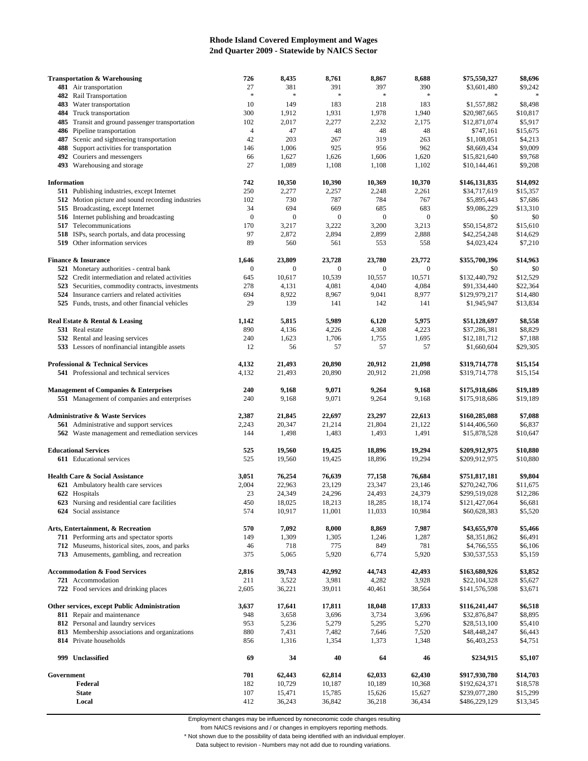# Rhode Island Covered Employment and Wages
## 2nd Quarter 2009 - Statewide by NAICS Sector

| | | | | | | | |
|---|---|---|---|---|---|---|---|
| **Transportation & Warehousing** | **726** | **8,435** | **8,761** | **8,867** | **8,688** | **$75,550,327** | **$8,696** |
| 481 Air transportation | 27 | 381 | 391 | 397 | 390 | $3,601,480 | $9,242 |
| 482 Rail Transportation | * | * | * | * | * | * | * |
| 483 Water transportation | 10 | 149 | 183 | 218 | 183 | $1,557,882 | $8,498 |
| 484 Truck transportation | 300 | 1,912 | 1,931 | 1,978 | 1,940 | $20,987,665 | $10,817 |
| 485 Transit and ground passenger transportation | 102 | 2,017 | 2,277 | 2,232 | 2,175 | $12,871,074 | $5,917 |
| 486 Pipeline transportation | 4 | 47 | 48 | 48 | 48 | $747,161 | $15,675 |
| 487 Scenic and sightseeing transportation | 42 | 203 | 267 | 319 | 263 | $1,108,051 | $4,213 |
| 488 Support activities for transportation | 146 | 1,006 | 925 | 956 | 962 | $8,669,434 | $9,009 |
| 492 Couriers and messengers | 66 | 1,627 | 1,626 | 1,606 | 1,620 | $15,821,640 | $9,768 |
| 493 Warehousing and storage | 27 | 1,089 | 1,108 | 1,108 | 1,102 | $10,144,461 | $9,208 |
| **Information** | **742** | **10,350** | **10,390** | **10,369** | **10,370** | **$146,131,835** | **$14,092** |
| 511 Publishing industries, except Internet | 250 | 2,277 | 2,257 | 2,248 | 2,261 | $34,717,619 | $15,357 |
| 512 Motion picture and sound recording industries | 102 | 730 | 787 | 784 | 767 | $5,895,443 | $7,686 |
| 515 Broadcasting, except Internet | 34 | 694 | 669 | 685 | 683 | $9,086,229 | $13,310 |
| 516 Internet publishing and broadcasting | 0 | 0 | 0 | 0 | 0 | $0 | $0 |
| 517 Telecommunications | 170 | 3,217 | 3,222 | 3,200 | 3,213 | $50,154,872 | $15,610 |
| 518 ISPs, search portals, and data processing | 97 | 2,872 | 2,894 | 2,899 | 2,888 | $42,254,248 | $14,629 |
| 519 Other information services | 89 | 560 | 561 | 553 | 558 | $4,023,424 | $7,210 |
| **Finance & Insurance** | **1,646** | **23,809** | **23,728** | **23,780** | **23,772** | **$355,700,396** | **$14,963** |
| 521 Monetary authorities - central bank | 0 | 0 | 0 | 0 | 0 | $0 | $0 |
| 522 Credit intermediation and related activities | 645 | 10,617 | 10,539 | 10,557 | 10,571 | $132,440,792 | $12,529 |
| 523 Securities, commodity contracts, investments | 278 | 4,131 | 4,081 | 4,040 | 4,084 | $91,334,440 | $22,364 |
| 524 Insurance carriers and related activities | 694 | 8,922 | 8,967 | 9,041 | 8,977 | $129,979,217 | $14,480 |
| 525 Funds, trusts, and other financial vehicles | 29 | 139 | 141 | 142 | 141 | $1,945,947 | $13,834 |
| **Real Estate & Rental & Leasing** | **1,142** | **5,815** | **5,989** | **6,120** | **5,975** | **$51,128,697** | **$8,558** |
| 531 Real estate | 890 | 4,136 | 4,226 | 4,308 | 4,223 | $37,286,381 | $8,829 |
| 532 Rental and leasing services | 240 | 1,623 | 1,706 | 1,755 | 1,695 | $12,181,712 | $7,188 |
| 533 Lessors of nonfinancial intangible assets | 12 | 56 | 57 | 57 | 57 | $1,660,604 | $29,305 |
| **Professional & Technical Services** | **4,132** | **21,493** | **20,890** | **20,912** | **21,098** | **$319,714,778** | **$15,154** |
| 541 Professional and technical services | 4,132 | 21,493 | 20,890 | 20,912 | 21,098 | $319,714,778 | $15,154 |
| **Management of Companies & Enterprises** | **240** | **9,168** | **9,071** | **9,264** | **9,168** | **$175,918,686** | **$19,189** |
| 551 Management of companies and enterprises | 240 | 9,168 | 9,071 | 9,264 | 9,168 | $175,918,686 | $19,189 |
| **Administrative & Waste Services** | **2,387** | **21,845** | **22,697** | **23,297** | **22,613** | **$160,285,088** | **$7,088** |
| 561 Administrative and support services | 2,243 | 20,347 | 21,214 | 21,804 | 21,122 | $144,406,560 | $6,837 |
| 562 Waste management and remediation services | 144 | 1,498 | 1,483 | 1,493 | 1,491 | $15,878,528 | $10,647 |
| **Educational Services** | **525** | **19,560** | **19,425** | **18,896** | **19,294** | **$209,912,975** | **$10,880** |
| 611 Educational services | 525 | 19,560 | 19,425 | 18,896 | 19,294 | $209,912,975 | $10,880 |
| **Health Care & Social Assistance** | **3,051** | **76,254** | **76,639** | **77,158** | **76,684** | **$751,817,181** | **$9,804** |
| 621 Ambulatory health care services | 2,004 | 22,963 | 23,129 | 23,347 | 23,146 | $270,242,706 | $11,675 |
| 622 Hospitals | 23 | 24,349 | 24,296 | 24,493 | 24,379 | $299,519,028 | $12,286 |
| 623 Nursing and residential care facilities | 450 | 18,025 | 18,213 | 18,285 | 18,174 | $121,427,064 | $6,681 |
| 624 Social assistance | 574 | 10,917 | 11,001 | 11,033 | 10,984 | $60,628,383 | $5,520 |
| **Arts, Entertainment, & Recreation** | **570** | **7,092** | **8,000** | **8,869** | **7,987** | **$43,655,970** | **$5,466** |
| 711 Performing arts and spectator sports | 149 | 1,309 | 1,305 | 1,246 | 1,287 | $8,351,862 | $6,491 |
| 712 Museums, historical sites, zoos, and parks | 46 | 718 | 775 | 849 | 781 | $4,766,555 | $6,106 |
| 713 Amusements, gambling, and recreation | 375 | 5,065 | 5,920 | 6,774 | 5,920 | $30,537,553 | $5,159 |
| **Accommodation & Food Services** | **2,816** | **39,743** | **42,992** | **44,743** | **42,493** | **$163,680,926** | **$3,852** |
| 721 Accommodation | 211 | 3,522 | 3,981 | 4,282 | 3,928 | $22,104,328 | $5,627 |
| 722 Food services and drinking places | 2,605 | 36,221 | 39,011 | 40,461 | 38,564 | $141,576,598 | $3,671 |
| **Other services, except Public Administration** | **3,637** | **17,641** | **17,811** | **18,048** | **17,833** | **$116,241,447** | **$6,518** |
| 811 Repair and maintenance | 948 | 3,658 | 3,696 | 3,734 | 3,696 | $32,876,847 | $8,895 |
| 812 Personal and laundry services | 953 | 5,236 | 5,279 | 5,295 | 5,270 | $28,513,100 | $5,410 |
| 813 Membership associations and organizations | 880 | 7,431 | 7,482 | 7,646 | 7,520 | $48,448,247 | $6,443 |
| 814 Private households | 856 | 1,316 | 1,354 | 1,373 | 1,348 | $6,403,253 | $4,751 |
| **999 Unclassified** | **69** | **34** | **40** | **64** | **46** | **$234,915** | **$5,107** |
| **Government** | **701** | **62,443** | **62,814** | **62,033** | **62,430** | **$917,930,780** | **$14,703** |
| **Federal** | 182 | 10,729 | 10,187 | 10,189 | 10,368 | $192,624,371 | $18,578 |
| **State** | 107 | 15,471 | 15,785 | 15,626 | 15,627 | $239,077,280 | $15,299 |
| **Local** | 412 | 36,243 | 36,842 | 36,218 | 36,434 | $486,229,129 | $13,345 |

Employment changes may be influenced by noneconomic code changes resulting from NAICS revisions and / or changes in employers reporting methods.

* Not shown due to the possibility of data being identified with an individual employer.

Data subject to revision - Numbers may not add due to rounding variations.